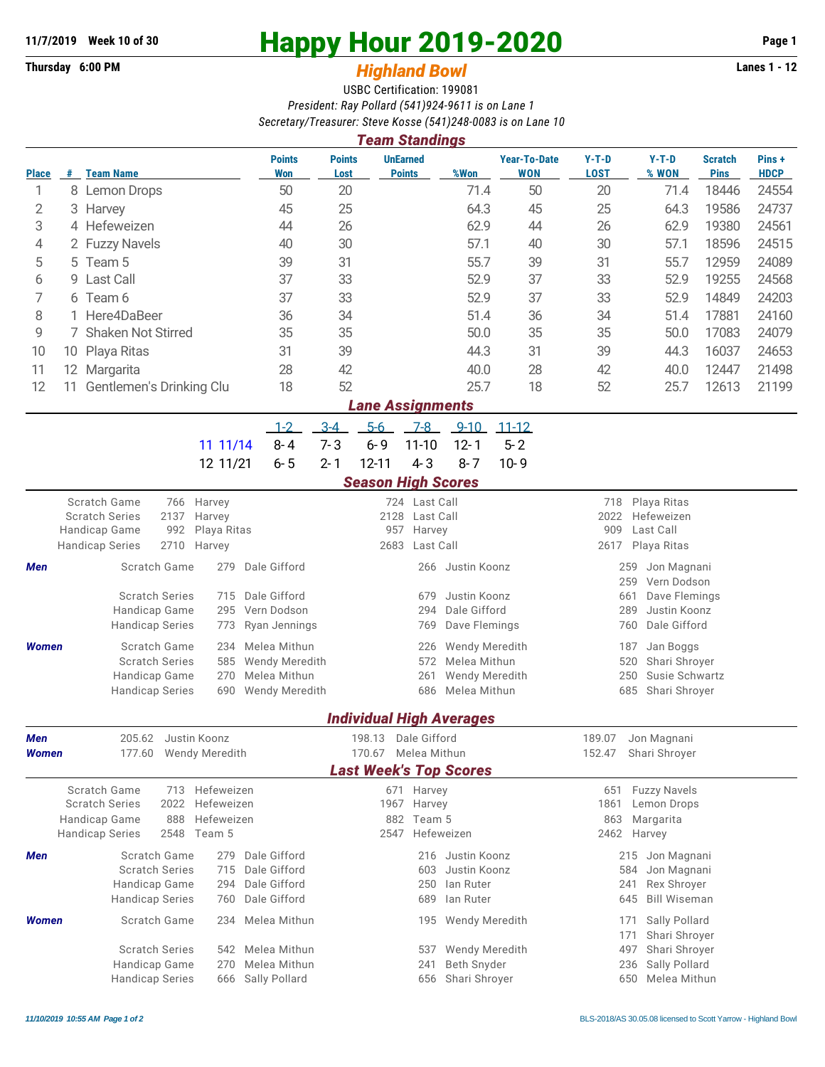11/7/2019 Week 10 of 30

Thursday 6:00 PM

# Happy Hour 2019-2020

## *Highland Bowl*

Lanes 1 - 12

USBC Certification: 199081

*President: Ray Pollard (541)924-9611 is on Lane 1*

*Secretary/Treasurer: Steve Kosse (541)248-0083 is on Lane 10*

### *Team Standings*

| Place | # | Team Name | Points Won | Points Lost | UnEarned Points | %Won | Year-To-Date WON | Y-T-D LOST | Y-T-D % WON | Scratch Pins | Pins + HDCP |
|---|---|---|---|---|---|---|---|---|---|---|---|
| 1 | 8 | Lemon Drops | 50 | 20 | | 71.4 | 50 | 20 | 71.4 | 18446 | 24554 |
| 2 | 3 | Harvey | 45 | 25 | | 64.3 | 45 | 25 | 64.3 | 19586 | 24737 |
| 3 | 4 | Hefeweizen | 44 | 26 | | 62.9 | 44 | 26 | 62.9 | 19380 | 24561 |
| 4 | 2 | Fuzzy Navels | 40 | 30 | | 57.1 | 40 | 30 | 57.1 | 18596 | 24515 |
| 5 | 5 | Team 5 | 39 | 31 | | 55.7 | 39 | 31 | 55.7 | 12959 | 24089 |
| 6 | 9 | Last Call | 37 | 33 | | 52.9 | 37 | 33 | 52.9 | 19255 | 24568 |
| 7 | 6 | Team 6 | 37 | 33 | | 52.9 | 37 | 33 | 52.9 | 14849 | 24203 |
| 8 | 1 | Here4DaBeer | 36 | 34 | | 51.4 | 36 | 34 | 51.4 | 17881 | 24160 |
| 9 | 7 | Shaken Not Stirred | 35 | 35 | | 50.0 | 35 | 35 | 50.0 | 17083 | 24079 |
| 10 | 10 | Playa Ritas | 31 | 39 | | 44.3 | 31 | 39 | 44.3 | 16037 | 24653 |
| 11 | 12 | Margarita | 28 | 42 | | 40.0 | 28 | 42 | 40.0 | 12447 | 21498 |
| 12 | 11 | Gentlemen's Drinking Clu | 18 | 52 | | 25.7 | 18 | 52 | 25.7 | 12613 | 21199 |

### *Lane Assignments*

| | 1-2 | 3-4 | 5-6 | 7-8 | 9-10 | 11-12 |
|---|---|---|---|---|---|---|
| 11 11/14 | 8-4 | 7-3 | 6-9 | 11-10 | 12-1 | 5-2 |
| 12 11/21 | 6-5 | 2-1 | 12-11 | 4-3 | 8-7 | 10-9 |

### *Season High Scores*

| | | | | | | |
|---|---|---|---|---|---|---|
| Scratch Game | 766 | Harvey | 724 | Last Call | 718 | Playa Ritas |
| Scratch Series | 2137 | Harvey | 2128 | Last Call | 2022 | Hefeweizen |
| Handicap Game | 992 | Playa Ritas | 957 | Harvey | 909 | Last Call |
| Handicap Series | 2710 | Harvey | 2683 | Last Call | 2617 | Playa Ritas |

**Men**

| | | | | | | |
|---|---|---|---|---|---|---|
| Scratch Game | 279 | Dale Gifford | 266 | Justin Koonz | 259 | Jon Magnani |
| | | | | | 259 | Vern Dodson |
| Scratch Series | 715 | Dale Gifford | 679 | Justin Koonz | 661 | Dave Flemings |
| Handicap Game | 295 | Vern Dodson | 294 | Dale Gifford | 289 | Justin Koonz |
| Handicap Series | 773 | Ryan Jennings | 769 | Dave Flemings | 760 | Dale Gifford |

**Women**

| | | | | | | |
|---|---|---|---|---|---|---|
| Scratch Game | 234 | Melea Mithun | 226 | Wendy Meredith | 187 | Jan Boggs |
| Scratch Series | 585 | Wendy Meredith | 572 | Melea Mithun | 520 | Shari Shroyer |
| Handicap Game | 270 | Melea Mithun | 261 | Wendy Meredith | 250 | Susie Schwartz |
| Handicap Series | 690 | Wendy Meredith | 686 | Melea Mithun | 685 | Shari Shroyer |

### *Individual High Averages*

| | | | | | | |
|---|---|---|---|---|---|---|
| **Men** | 205.62 | Justin Koonz | 198.13 | Dale Gifford | 189.07 | Jon Magnani |
| **Women** | 177.60 | Wendy Meredith | 170.67 | Melea Mithun | 152.47 | Shari Shroyer |

### *Last Week's Top Scores*

| | | | | | | |
|---|---|---|---|---|---|---|
| Scratch Game | 713 | Hefeweizen | 671 | Harvey | 651 | Fuzzy Navels |
| Scratch Series | 2022 | Hefeweizen | 1967 | Harvey | 1861 | Lemon Drops |
| Handicap Game | 888 | Hefeweizen | 882 | Team 5 | 863 | Margarita |
| Handicap Series | 2548 | Team 5 | 2547 | Hefeweizen | 2462 | Harvey |

**Men**

| | | | | | | |
|---|---|---|---|---|---|---|
| Scratch Game | 279 | Dale Gifford | 216 | Justin Koonz | 215 | Jon Magnani |
| Scratch Series | 715 | Dale Gifford | 603 | Justin Koonz | 584 | Jon Magnani |
| Handicap Game | 294 | Dale Gifford | 250 | Ian Ruter | 241 | Rex Shroyer |
| Handicap Series | 760 | Dale Gifford | 689 | Ian Ruter | 645 | Bill Wiseman |

**Women**

| | | | | | | |
|---|---|---|---|---|---|---|
| Scratch Game | 234 | Melea Mithun | 195 | Wendy Meredith | 171 | Sally Pollard |
| | | | | | 171 | Shari Shroyer |
| Scratch Series | 542 | Melea Mithun | 537 | Wendy Meredith | 497 | Shari Shroyer |
| Handicap Game | 270 | Melea Mithun | 241 | Beth Snyder | 236 | Sally Pollard |
| Handicap Series | 666 | Sally Pollard | 656 | Shari Shroyer | 650 | Melea Mithun |

*11/10/2019 10:55 AM*

BLS-2018/AS 30.05.08 licensed to Scott Yarrow - Highland Bowl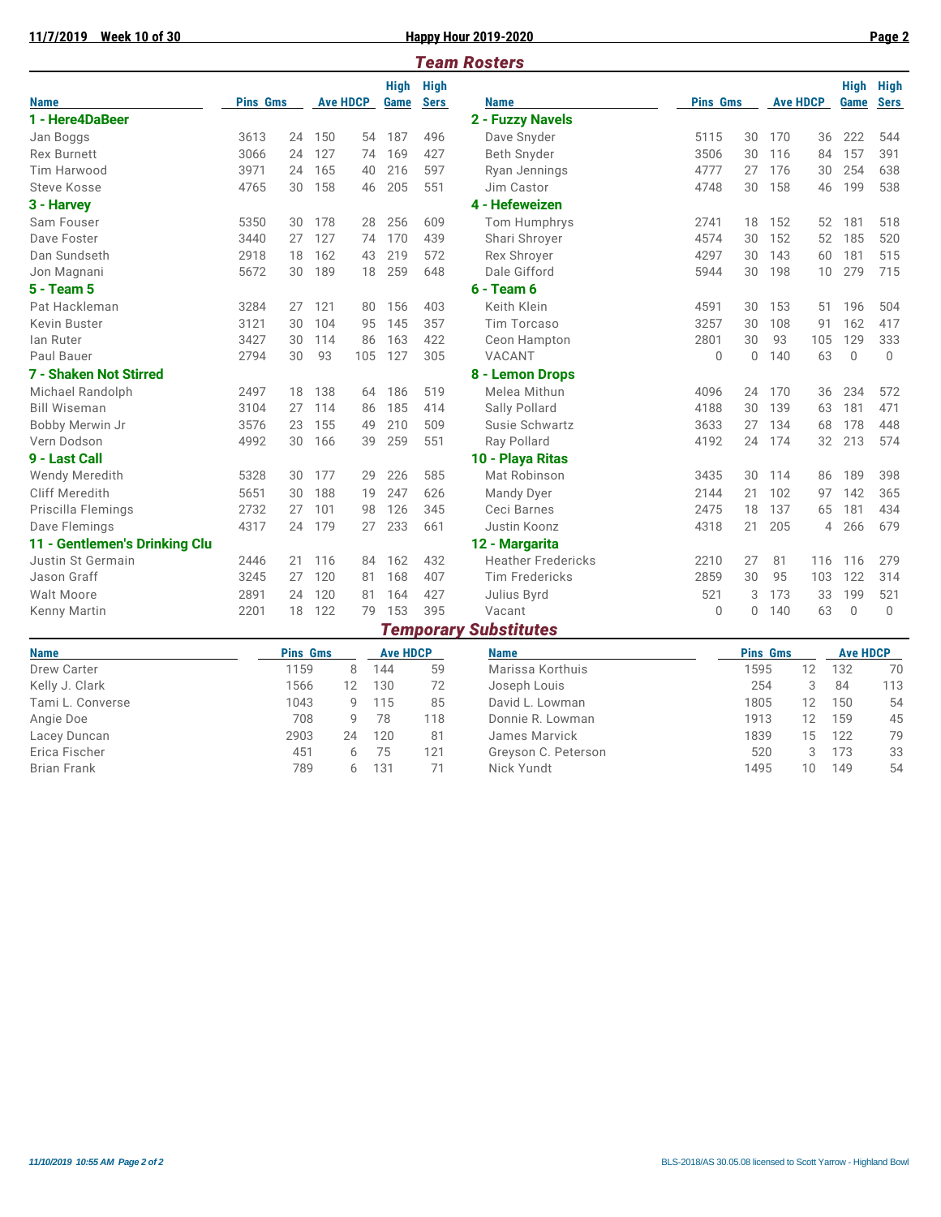## Team Rosters

| Name | Pins | Gms | Ave | HDCP | High Game | High Sers |
|---|---|---|---|---|---|---|
| **1 - Here4DaBeer** | | | | | | |
| Jan Boggs | 3613 | 24 | 150 | 54 | 187 | 496 |
| Rex Burnett | 3066 | 24 | 127 | 74 | 169 | 427 |
| Tim Harwood | 3971 | 24 | 165 | 40 | 216 | 597 |
| Steve Kosse | 4765 | 30 | 158 | 46 | 205 | 551 |
| **2 - Fuzzy Navels** | | | | | | |
| Dave Snyder | 5115 | 30 | 170 | 36 | 222 | 544 |
| Beth Snyder | 3506 | 30 | 116 | 84 | 157 | 391 |
| Ryan Jennings | 4777 | 27 | 176 | 30 | 254 | 638 |
| Jim Castor | 4748 | 30 | 158 | 46 | 199 | 538 |
| **3 - Harvey** | | | | | | |
| Sam Fouser | 5350 | 30 | 178 | 28 | 256 | 609 |
| Dave Foster | 3440 | 27 | 127 | 74 | 170 | 439 |
| Dan Sundseth | 2918 | 18 | 162 | 43 | 219 | 572 |
| Jon Magnani | 5672 | 30 | 189 | 18 | 259 | 648 |
| **4 - Hefeweizen** | | | | | | |
| Tom Humphrys | 2741 | 18 | 152 | 52 | 181 | 518 |
| Shari Shroyer | 4574 | 30 | 152 | 52 | 185 | 520 |
| Rex Shroyer | 4297 | 30 | 143 | 60 | 181 | 515 |
| Dale Gifford | 5944 | 30 | 198 | 10 | 279 | 715 |
| **5 - Team 5** | | | | | | |
| Pat Hackleman | 3284 | 27 | 121 | 80 | 156 | 403 |
| Kevin Buster | 3121 | 30 | 104 | 95 | 145 | 357 |
| Ian Ruter | 3427 | 30 | 114 | 86 | 163 | 422 |
| Paul Bauer | 2794 | 30 | 93 | 105 | 127 | 305 |
| **6 - Team 6** | | | | | | |
| Keith Klein | 4591 | 30 | 153 | 51 | 196 | 504 |
| Tim Torcaso | 3257 | 30 | 108 | 91 | 162 | 417 |
| Ceon Hampton | 2801 | 30 | 93 | 105 | 129 | 333 |
| VACANT | 0 | 0 | 140 | 63 | 0 | 0 |
| **7 - Shaken Not Stirred** | | | | | | |
| Michael Randolph | 2497 | 18 | 138 | 64 | 186 | 519 |
| Bill Wiseman | 3104 | 27 | 114 | 86 | 185 | 414 |
| Bobby Merwin Jr | 3576 | 23 | 155 | 49 | 210 | 509 |
| Vern Dodson | 4992 | 30 | 166 | 39 | 259 | 551 |
| **8 - Lemon Drops** | | | | | | |
| Melea Mithun | 4096 | 24 | 170 | 36 | 234 | 572 |
| Sally Pollard | 4188 | 30 | 139 | 63 | 181 | 471 |
| Susie Schwartz | 3633 | 27 | 134 | 68 | 178 | 448 |
| Ray Pollard | 4192 | 24 | 174 | 32 | 213 | 574 |
| **9 - Last Call** | | | | | | |
| Wendy Meredith | 5328 | 30 | 177 | 29 | 226 | 585 |
| Cliff Meredith | 5651 | 30 | 188 | 19 | 247 | 626 |
| Priscilla Flemings | 2732 | 27 | 101 | 98 | 126 | 345 |
| Dave Flemings | 4317 | 24 | 179 | 27 | 233 | 661 |
| **10 - Playa Ritas** | | | | | | |
| Mat Robinson | 3435 | 30 | 114 | 86 | 189 | 398 |
| Mandy Dyer | 2144 | 21 | 102 | 97 | 142 | 365 |
| Ceci Barnes | 2475 | 18 | 137 | 65 | 181 | 434 |
| Justin Koonz | 4318 | 21 | 205 | 4 | 266 | 679 |
| **11 - Gentlemen's Drinking Clu** | | | | | | |
| Justin St Germain | 2446 | 21 | 116 | 84 | 162 | 432 |
| Jason Graff | 3245 | 27 | 120 | 81 | 168 | 407 |
| Walt Moore | 2891 | 24 | 120 | 81 | 164 | 427 |
| Kenny Martin | 2201 | 18 | 122 | 79 | 153 | 395 |
| **12 - Margarita** | | | | | | |
| Heather Fredericks | 2210 | 27 | 81 | 116 | 116 | 279 |
| Tim Fredericks | 2859 | 30 | 95 | 103 | 122 | 314 |
| Julius Byrd | 521 | 3 | 173 | 33 | 199 | 521 |
| Vacant | 0 | 0 | 140 | 63 | 0 | 0 |

## Temporary Substitutes

| Name | Pins | Gms | Ave | HDCP |
|---|---|---|---|---|
| Drew Carter | 1159 | 8 | 144 | 59 |
| Kelly J. Clark | 1566 | 12 | 130 | 72 |
| Tami L. Converse | 1043 | 9 | 115 | 85 |
| Angie Doe | 708 | 9 | 78 | 118 |
| Lacey Duncan | 2903 | 24 | 120 | 81 |
| Erica Fischer | 451 | 6 | 75 | 121 |
| Brian Frank | 789 | 6 | 131 | 71 |
| Marissa Korthuis | 1595 | 12 | 132 | 70 |
| Joseph Louis | 254 | 3 | 84 | 113 |
| David L. Lowman | 1805 | 12 | 150 | 54 |
| Donnie R. Lowman | 1913 | 12 | 159 | 45 |
| James Marvick | 1839 | 15 | 122 | 79 |
| Greyson C. Peterson | 520 | 3 | 173 | 33 |
| Nick Yundt | 1495 | 10 | 149 | 54 |